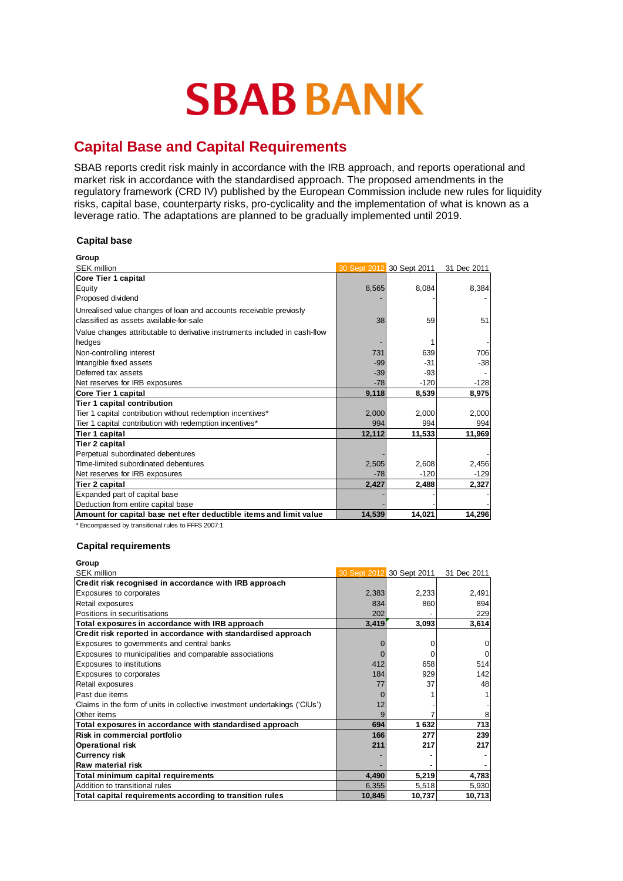# SBAB BANK

## Capital Base and Capital Requirements

SBAB reports credit risk mainly in accordance with the IRB approach, and reports operational and market risk in accordance with the standardised approach. The proposed amendments in the regulatory framework (CRD IV) published by the European Commission include new rules for liquidity risks, capital base, counterparty risks, pro-cyclicality and the implementation of what is known as a leverage ratio. The adaptations are planned to be gradually implemented until 2019.

### Capital base

**Group**

| SEK million | 30 Sept 2012 | 30 Sept 2011 | 31 Dec 2011 |
|---|---|---|---|
| **Core Tier 1 capital** | | | |
| Equity | 8,565 | 8,084 | 8,384 |
| Proposed dividend | - | - | - |
| Unrealised value changes of loan and accounts receivable previosly classified as assets available-for-sale | 38 | 59 | 51 |
| Value changes attributable to derivative instruments included in cash-flow hedges | - | 1 | - |
| Non-controlling interest | 731 | 639 | 706 |
| Intangible fixed assets | -99 | -31 | -38 |
| Deferred tax assets | -39 | -93 | - |
| Net reserves for IRB exposures | -78 | -120 | -128 |
| **Core Tier 1 capital** | **9,118** | **8,539** | **8,975** |
| **Tier 1 capital contribution** | | | |
| Tier 1 capital contribution without redemption incentives* | 2,000 | 2,000 | 2,000 |
| Tier 1 capital contribution with redemption incentives* | 994 | 994 | 994 |
| **Tier 1 capital** | **12,112** | **11,533** | **11,969** |
| **Tier 2 capital** | | | |
| Perpetual subordinated debentures | - | | - |
| Time-limited subordinated debentures | 2,505 | 2,608 | 2,456 |
| Net reserves for IRB exposures | -78 | -120 | -129 |
| **Tier 2 capital** | **2,427** | **2,488** | **2,327** |
| Expanded part of capital base | - | - | - |
| Deduction from entire capital base | - | - | - |
| **Amount for capital base net efter deductible items and limit value** | **14,539** | **14,021** | **14,296** |

\* Encompassed by transitional rules to FFFS 2007:1

### Capital requirements

**Group**

| SEK million | 30 Sept 2012 | 30 Sept 2011 | 31 Dec 2011 |
|---|---|---|---|
| **Credit risk recognised in accordance with IRB approach** | | | |
| Exposures to corporates | 2,383 | 2,233 | 2,491 |
| Retail exposures | 834 | 860 | 894 |
| Positions in securitisations | 202 | - | 229 |
| **Total exposures in accordance with IRB approach** | **3,419** | **3,093** | **3,614** |
| **Credit risk reported in accordance with standardised approach** | | | |
| Exposures to governments and central banks | 0 | 0 | 0 |
| Exposures to municipalities and comparable associations | 0 | 0 | 0 |
| Exposures to institutions | 412 | 658 | 514 |
| Exposures to corporates | 184 | 929 | 142 |
| Retail exposures | 77 | 37 | 48 |
| Past due items | 0 | 1 | 1 |
| Claims in the form of units in collective investment undertakings ('CIUs') | 12 | - | - |
| Other items | 9 | 7 | 8 |
| **Total exposures in accordance with standardised approach** | **694** | **1 632** | **713** |
| **Risk in commercial portfolio** | **166** | **277** | **239** |
| **Operational risk** | **211** | **217** | **217** |
| **Currency risk** | - | - | - |
| **Raw material risk** | - | - | - |
| **Total minimum capital requirements** | **4,490** | **5,219** | **4,783** |
| Addition to transitional rules | 6,355 | 5,518 | 5,930 |
| **Total capital requirements according to transition rules** | **10,845** | **10,737** | **10,713** |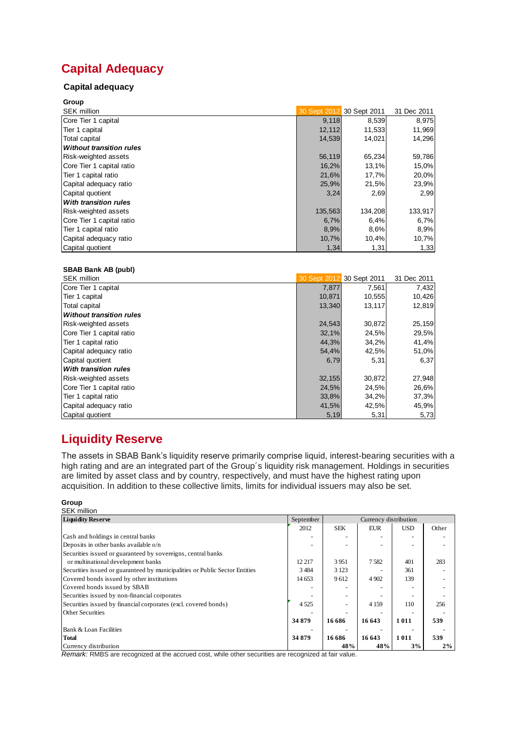# Capital Adequacy

### Capital adequacy

**Group**

| SEK million | 30 Sept 2012 | 30 Sept 2011 | 31 Dec 2011 |
|---|---|---|---|
| Core Tier 1 capital | 9,118 | 8,539 | 8,975 |
| Tier 1 capital | 12,112 | 11,533 | 11,969 |
| Total capital | 14,539 | 14,021 | 14,296 |
| ***Without transition rules*** | | | |
| Risk-weighted assets | 56,119 | 65,234 | 59,786 |
| Core Tier 1 capital ratio | 16,2% | 13,1% | 15,0% |
| Tier 1 capital ratio | 21,6% | 17,7% | 20,0% |
| Capital adequacy ratio | 25,9% | 21,5% | 23,9% |
| Capital quotient | 3,24 | 2,69 | 2,99 |
| ***With transition rules*** | | | |
| Risk-weighted assets | 135,563 | 134,208 | 133,917 |
| Core Tier 1 capital ratio | 6,7% | 6,4% | 6,7% |
| Tier 1 capital ratio | 8,9% | 8,6% | 8,9% |
| Capital adequacy ratio | 10,7% | 10,4% | 10,7% |
| Capital quotient | 1,34 | 1,31 | 1,33 |

**SBAB Bank AB (publ)**

| SEK million | 30 Sept 2012 | 30 Sept 2011 | 31 Dec 2011 |
|---|---|---|---|
| Core Tier 1 capital | 7,877 | 7,561 | 7,432 |
| Tier 1 capital | 10,871 | 10,555 | 10,426 |
| Total capital | 13,340 | 13,117 | 12,819 |
| ***Without transition rules*** | | | |
| Risk-weighted assets | 24,543 | 30,872 | 25,159 |
| Core Tier 1 capital ratio | 32,1% | 24,5% | 29,5% |
| Tier 1 capital ratio | 44,3% | 34,2% | 41,4% |
| Capital adequacy ratio | 54,4% | 42,5% | 51,0% |
| Capital quotient | 6,79 | 5,31 | 6,37 |
| ***With transition rules*** | | | |
| Risk-weighted assets | 32,155 | 30,872 | 27,948 |
| Core Tier 1 capital ratio | 24,5% | 24,5% | 26,6% |
| Tier 1 capital ratio | 33,8% | 34,2% | 37,3% |
| Capital adequacy ratio | 41,5% | 42,5% | 45,9% |
| Capital quotient | 5,19 | 5,31 | 5,73 |

# Liquidity Reserve

The assets in SBAB Bank's liquidity reserve primarily comprise liquid, interest-bearing securities with a high rating and are an integrated part of the Group´s liquidity risk management. Holdings in securities are limited by asset class and by country, respectively, and must have the highest rating upon acquisition. In addition to these collective limits, limits for individual issuers may also be set.

**Group**

SEK million

| **Liquidity Reserve** | September | Currency distribution | | | |
|---|---|---|---|---|---|
| | 2012 | SEK | EUR | USD | Other |
| Cash and holdings in central banks | - | - | - | - | - |
| Deposits in other banks available o/n | - | - | - | - | - |
| Securities issued or guaranteed by sovereigns, central banks or multinational development banks | 12 217 | 3 951 | 7 582 | 401 | 283 |
| Securities issued or guaranteed by municipalities or Public Sector Entities | 3 484 | 3 123 | - | 361 | - |
| Covered bonds issued by other institutions | 14 653 | 9 612 | 4 902 | 139 | - |
| Covered bonds issued by SBAB | - | - | - | - | - |
| Securities issued by non-financial corporates | - | - | - | - | - |
| Securities issued by financial corporates (excl. covered bonds) | 4 525 | - | 4 159 | 110 | 256 |
| Other Securities | - | - | - | - | - |
| | **34 879** | **16 686** | **16 643** | **1 011** | **539** |
| Bank & Loan Facilities | - | - | - | - | - |
| **Total** | **34 879** | **16 686** | **16 643** | **1 011** | **539** |
| Currency distribution | | **48%** | **48%** | **3%** | **2%** |

*Remark:* RMBS are recognized at the accrued cost, while other securities are recognized at fair value.